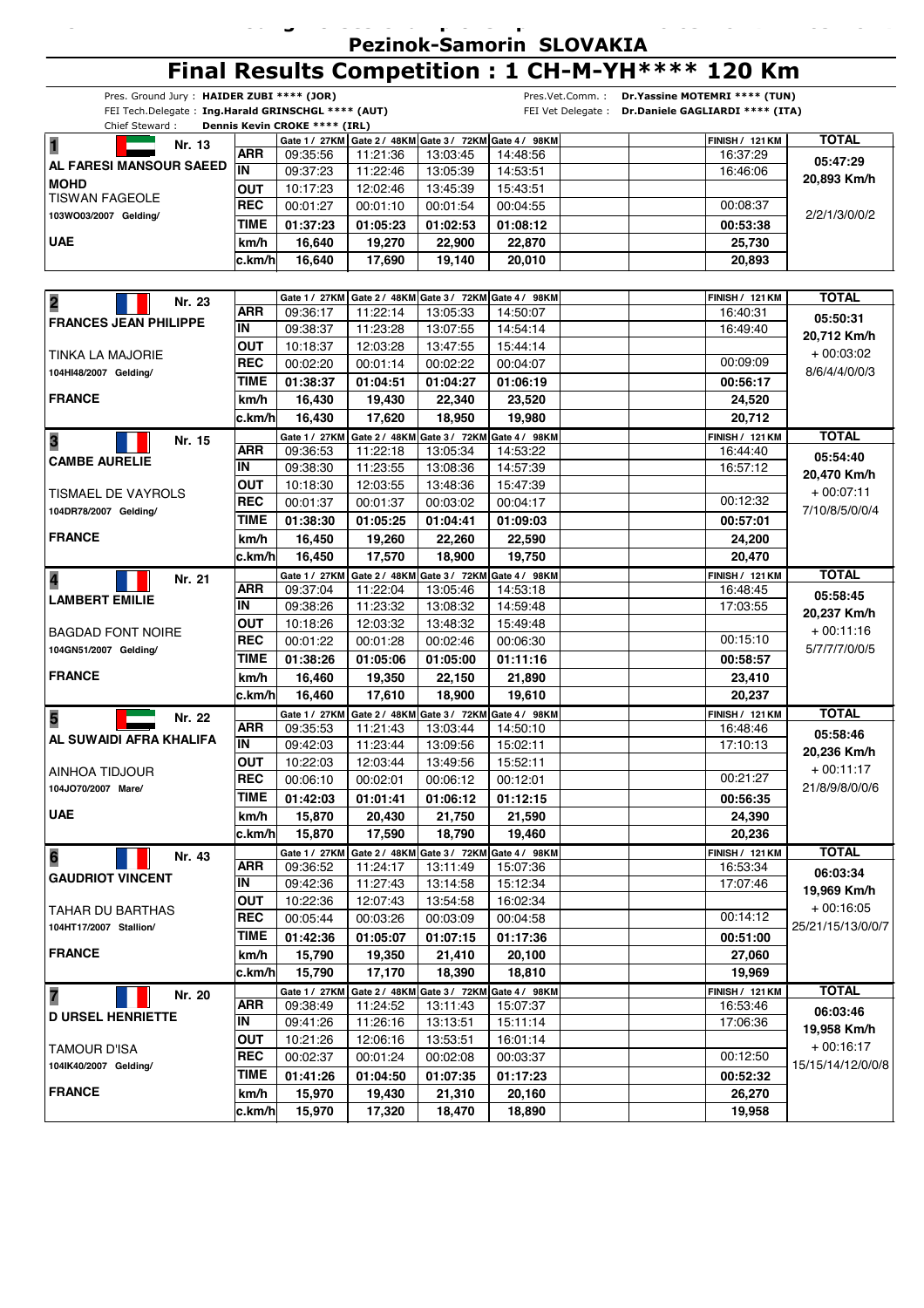# Pezinok-Samorin SLOVAKIA

## Final Results Competition : 1 CH-M-YH**** 120 Km

Pres. Ground Jury : **HAIDER ZUBI **** (JOR)**
FEI Tech.Delegate : **Ing.Harald GRINSCHGL **** (AUT)**
Chief Steward : **Dennis Kevin CROKE **** (IRL)**

Pres.Vet.Comm. : **Dr.Yassine MOTEMRI **** (TUN)**
FEI Vet Delegate : **Dr.Daniele GAGLIARDI **** (ITA)**

| Rider / Horse | | Gate 1 / 27KM | Gate 2 / 48KM | Gate 3 / 72KM | Gate 4 / 98KM | | | FINISH / 121 KM | TOTAL |
|---|---|---|---|---|---|---|---|---|---|
| **1** Nr. 13 | ARR | 09:35:56 | 11:21:36 | 13:03:45 | 14:48:56 | | | 16:37:29 | 05:47:29 |
| AL FARESI MANSOUR SAEED MOHD | IN | 09:37:23 | 11:22:46 | 13:05:39 | 14:53:51 | | | 16:46:06 | 20,893 Km/h |
| TISWAN FAGEOLE | OUT | 10:17:23 | 12:02:46 | 13:45:39 | 15:43:51 | | | | |
| 103WO03/2007 Gelding/ | REC | 00:01:27 | 00:01:10 | 00:01:54 | 00:04:55 | | | 00:08:37 | 2/2/1/3/0/0/2 |
| | TIME | 01:37:23 | 01:05:23 | 01:02:53 | 01:08:12 | | | 00:53:38 | |
| UAE | km/h | 16,640 | 19,270 | 22,900 | 22,870 | | | 25,730 | |
| | c.km/h | 16,640 | 17,690 | 19,140 | 20,010 | | | 20,893 | |

| Rider / Horse | | Gate 1 / 27KM | Gate 2 / 48KM | Gate 3 / 72KM | Gate 4 / 98KM | | | FINISH / 121 KM | TOTAL |
|---|---|---|---|---|---|---|---|---|---|
| **2** Nr. 23 | ARR | 09:36:17 | 11:22:14 | 13:05:33 | 14:50:07 | | | 16:40:31 | 05:50:31 |
| FRANCES JEAN PHILIPPE | IN | 09:38:37 | 11:23:28 | 13:07:55 | 14:54:14 | | | 16:49:40 | 20,712 Km/h |
| TINKA LA MAJORIE | OUT | 10:18:37 | 12:03:28 | 13:47:55 | 15:44:14 | | | | + 00:03:02 |
| 104HI48/2007 Gelding/ | REC | 00:02:20 | 00:01:14 | 00:02:22 | 00:04:07 | | | 00:09:09 | 8/6/4/4/0/0/3 |
| | TIME | 01:38:37 | 01:04:51 | 01:04:27 | 01:06:19 | | | 00:56:17 | |
| FRANCE | km/h | 16,430 | 19,430 | 22,340 | 23,520 | | | 24,520 | |
| | c.km/h | 16,430 | 17,620 | 18,950 | 19,980 | | | 20,712 | |
| **3** Nr. 15 | ARR | 09:36:53 | 11:22:18 | 13:05:34 | 14:53:22 | | | 16:44:40 | 05:54:40 |
| CAMBE AURELIE | IN | 09:38:30 | 11:23:55 | 13:08:36 | 14:57:39 | | | 16:57:12 | 20,470 Km/h |
| TISMAEL DE VAYROLS | OUT | 10:18:30 | 12:03:55 | 13:48:36 | 15:47:39 | | | | + 00:07:11 |
| 104DR78/2007 Gelding/ | REC | 00:01:37 | 00:01:37 | 00:03:02 | 00:04:17 | | | 00:12:32 | 7/10/8/5/0/0/4 |
| | TIME | 01:38:30 | 01:05:25 | 01:04:41 | 01:09:03 | | | 00:57:01 | |
| FRANCE | km/h | 16,450 | 19,260 | 22,260 | 22,590 | | | 24,200 | |
| | c.km/h | 16,450 | 17,570 | 18,900 | 19,750 | | | 20,470 | |
| **4** Nr. 21 | ARR | 09:37:04 | 11:22:04 | 13:05:46 | 14:53:18 | | | 16:48:45 | 05:58:45 |
| LAMBERT EMILIE | IN | 09:38:26 | 11:23:32 | 13:08:32 | 14:59:48 | | | 17:03:55 | 20,237 Km/h |
| BAGDAD FONT NOIRE | OUT | 10:18:26 | 12:03:32 | 13:48:32 | 15:49:48 | | | | + 00:11:16 |
| 104GN51/2007 Gelding/ | REC | 00:01:22 | 00:01:28 | 00:02:46 | 00:06:30 | | | 00:15:10 | 5/7/7/7/0/0/5 |
| | TIME | 01:38:26 | 01:05:06 | 01:05:00 | 01:11:16 | | | 00:58:57 | |
| FRANCE | km/h | 16,460 | 19,350 | 22,150 | 21,890 | | | 23,410 | |
| | c.km/h | 16,460 | 17,610 | 18,900 | 19,610 | | | 20,237 | |
| **5** Nr. 22 | ARR | 09:35:53 | 11:21:43 | 13:03:44 | 14:50:10 | | | 16:48:46 | 05:58:46 |
| AL SUWAIDI AFRA KHALIFA | IN | 09:42:03 | 11:23:44 | 13:09:56 | 15:02:11 | | | 17:10:13 | 20,236 Km/h |
| AINHOA TIDJOUR | OUT | 10:22:03 | 12:03:44 | 13:49:56 | 15:52:11 | | | | + 00:11:17 |
| 104JO70/2007 Mare/ | REC | 00:06:10 | 00:02:01 | 00:06:12 | 00:12:01 | | | 00:21:27 | 21/8/9/8/0/0/6 |
| | TIME | 01:42:03 | 01:01:41 | 01:06:12 | 01:12:15 | | | 00:56:35 | |
| UAE | km/h | 15,870 | 20,430 | 21,750 | 21,590 | | | 24,390 | |
| | c.km/h | 15,870 | 17,590 | 18,790 | 19,460 | | | 20,236 | |
| **6** Nr. 43 | ARR | 09:36:52 | 11:24:17 | 13:11:49 | 15:07:36 | | | 16:53:34 | 06:03:34 |
| GAUDRIOT VINCENT | IN | 09:42:36 | 11:27:43 | 13:14:58 | 15:12:34 | | | 17:07:46 | 19,969 Km/h |
| TAHAR DU BARTHAS | OUT | 10:22:36 | 12:07:43 | 13:54:58 | 16:02:34 | | | | + 00:16:05 |
| 104HT17/2007 Stallion/ | REC | 00:05:44 | 00:03:26 | 00:03:09 | 00:04:58 | | | 00:14:12 | 25/21/15/13/0/0/7 |
| | TIME | 01:42:36 | 01:05:07 | 01:07:15 | 01:17:36 | | | 00:51:00 | |
| FRANCE | km/h | 15,790 | 19,350 | 21,410 | 20,100 | | | 27,060 | |
| | c.km/h | 15,790 | 17,170 | 18,390 | 18,810 | | | 19,969 | |
| **7** Nr. 20 | ARR | 09:38:49 | 11:24:52 | 13:11:43 | 15:07:37 | | | 16:53:46 | 06:03:46 |
| D URSEL HENRIETTE | IN | 09:41:26 | 11:26:16 | 13:13:51 | 15:11:14 | | | 17:06:36 | 19,958 Km/h |
| TAMOUR D'ISA | OUT | 10:21:26 | 12:06:16 | 13:53:51 | 16:01:14 | | | | + 00:16:17 |
| 104IK40/2007 Gelding/ | REC | 00:02:37 | 00:01:24 | 00:02:08 | 00:03:37 | | | 00:12:50 | 15/15/14/12/0/0/8 |
| | TIME | 01:41:26 | 01:04:50 | 01:07:35 | 01:17:23 | | | 00:52:32 | |
| FRANCE | km/h | 15,970 | 19,430 | 21,310 | 20,160 | | | 26,270 | |
| | c.km/h | 15,970 | 17,320 | 18,470 | 18,890 | | | 19,958 | |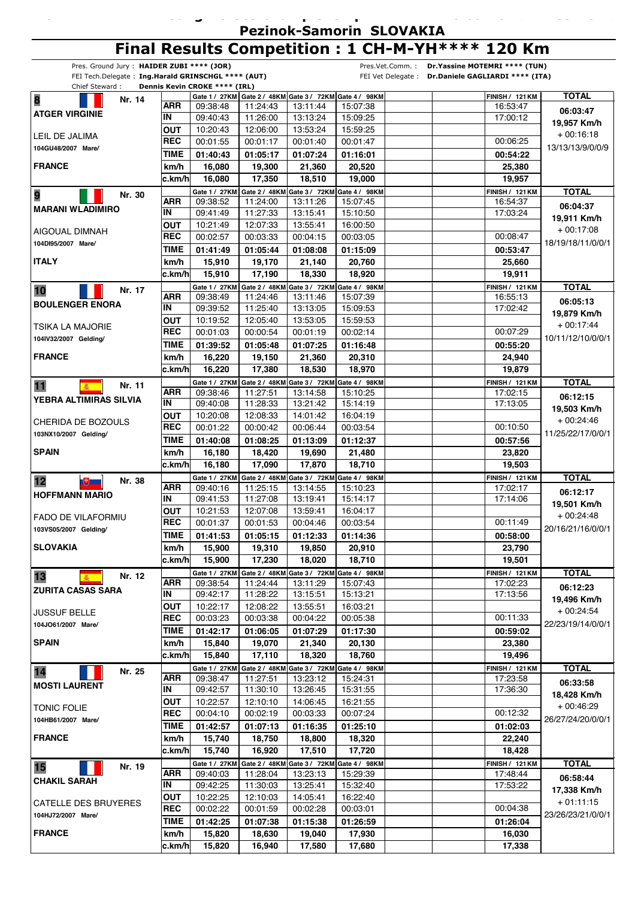# Pezinok-Samorin SLOVAKIA

## Final Results Competition : 1 CH-M-YH**** 120 Km

Pres. Ground Jury : **HAIDER ZUBI **** (JOR)** Pres.Vet.Comm. : **Dr.Yassine MOTEMRI **** (TUN)**
FEI Tech.Delegate : **Ing.Harald GRINSCHGL **** (AUT)** FEI Vet Delegate : **Dr.Daniele GAGLIARDI **** (ITA)**
Chief Steward : **Dennis Kevin CROKE **** (IRL)**

| Rider / Horse | | Gate 1 / 27KM | Gate 2 / 48KM | Gate 3 / 72KM | Gate 4 / 98KM | | FINISH / 121 KM | TOTAL |
|---|---|---|---|---|---|---|---|---|
| **8** Nr. 14 | ARR | 09:38:48 | 11:24:43 | 13:11:44 | 15:07:38 | | 16:53:47 | 06:03:47 |
| **ATGER VIRGINIE** | IN | 09:40:43 | 11:26:00 | 13:13:24 | 15:09:25 | | 17:00:12 | 19,957 Km/h |
| LEIL DE JALIMA | OUT | 10:20:43 | 12:06:00 | 13:53:24 | 15:59:25 | | | + 00:16:18 |
| 104GU48/2007 Mare/ | REC | 00:01:55 | 00:01:17 | 00:01:40 | 00:01:47 | | 00:06:25 | 13/13/13/9/0/0/9 |
| | TIME | 01:40:43 | 01:05:17 | 01:07:24 | 01:16:01 | | 00:54:22 | |
| **FRANCE** | km/h | 16,080 | 19,300 | 21,360 | 20,520 | | 25,380 | |
| | c.km/h | 16,080 | 17,350 | 18,510 | 19,000 | | 19,957 | |
| **9** Nr. 30 | ARR | 09:38:52 | 11:24:00 | 13:11:26 | 15:07:45 | | 16:54:37 | 06:04:37 |
| **MARANI WLADIMIRO** | IN | 09:41:49 | 11:27:33 | 13:15:41 | 15:10:50 | | 17:03:24 | 19,911 Km/h |
| AIGOUAL DIMNAH | OUT | 10:21:49 | 12:07:33 | 13:55:41 | 16:00:50 | | | + 00:17:08 |
| 104DI95/2007 Mare/ | REC | 00:02:57 | 00:03:33 | 00:04:15 | 00:03:05 | | 00:08:47 | 18/19/18/11/0/0/1 |
| | TIME | 01:41:49 | 01:05:44 | 01:08:08 | 01:15:09 | | 00:53:47 | |
| **ITALY** | km/h | 15,910 | 19,170 | 21,140 | 20,760 | | 25,660 | |
| | c.km/h | 15,910 | 17,190 | 18,330 | 18,920 | | 19,911 | |
| **10** Nr. 17 | ARR | 09:38:49 | 11:24:46 | 13:11:46 | 15:07:39 | | 16:55:13 | 06:05:13 |
| **BOULENGER ENORA** | IN | 09:39:52 | 11:25:40 | 13:13:05 | 15:09:53 | | 17:02:42 | 19,879 Km/h |
| TSIKA LA MAJORIE | OUT | 10:19:52 | 12:05:40 | 13:53:05 | 15:59:53 | | | + 00:17:44 |
| 104IV32/2007 Gelding/ | REC | 00:01:03 | 00:00:54 | 00:01:19 | 00:02:14 | | 00:07:29 | 10/11/12/10/0/0/1 |
| | TIME | 01:39:52 | 01:05:48 | 01:07:25 | 01:16:48 | | 00:55:20 | |
| **FRANCE** | km/h | 16,220 | 19,150 | 21,360 | 20,310 | | 24,940 | |
| | c.km/h | 16,220 | 17,380 | 18,530 | 18,970 | | 19,879 | |
| **11** Nr. 11 | ARR | 09:38:46 | 11:27:51 | 13:14:58 | 15:10:25 | | 17:02:15 | 06:12:15 |
| **YEBRA ALTIMIRAS SILVIA** | IN | 09:40:08 | 11:28:33 | 13:21:42 | 15:14:19 | | 17:13:05 | 19,503 Km/h |
| CHERIDA DE BOZOULS | OUT | 10:20:08 | 12:08:33 | 14:01:42 | 16:04:19 | | | + 00:24:46 |
| 103NX10/2007 Gelding/ | REC | 00:01:22 | 00:00:42 | 00:06:44 | 00:03:54 | | 00:10:50 | 11/25/22/17/0/0/1 |
| | TIME | 01:40:08 | 01:08:25 | 01:13:09 | 01:12:37 | | 00:57:56 | |
| **SPAIN** | km/h | 16,180 | 18,420 | 19,690 | 21,480 | | 23,820 | |
| | c.km/h | 16,180 | 17,090 | 17,870 | 18,710 | | 19,503 | |
| **12** Nr. 38 | ARR | 09:40:16 | 11:25:15 | 13:14:55 | 15:10:23 | | 17:02:17 | 06:12:17 |
| **HOFFMANN MARIO** | IN | 09:41:53 | 11:27:08 | 13:19:41 | 15:14:17 | | 17:14:06 | 19,501 Km/h |
| FADO DE VILAFORMIU | OUT | 10:21:53 | 12:07:08 | 13:59:41 | 16:04:17 | | | + 00:24:48 |
| 103VS05/2007 Gelding/ | REC | 00:01:37 | 00:01:53 | 00:04:46 | 00:03:54 | | 00:11:49 | 20/16/21/16/0/0/1 |
| | TIME | 01:41:53 | 01:05:15 | 01:12:33 | 01:14:36 | | 00:58:00 | |
| **SLOVAKIA** | km/h | 15,900 | 19,310 | 19,850 | 20,910 | | 23,790 | |
| | c.km/h | 15,900 | 17,230 | 18,020 | 18,710 | | 19,501 | |
| **13** Nr. 12 | ARR | 09:38:54 | 11:24:44 | 13:11:29 | 15:07:43 | | 17:02:23 | 06:12:23 |
| **ZURITA CASAS SARA** | IN | 09:42:17 | 11:28:22 | 13:15:51 | 15:13:21 | | 17:13:56 | 19,496 Km/h |
| JUSSUF BELLE | OUT | 10:22:17 | 12:08:22 | 13:55:51 | 16:03:21 | | | + 00:24:54 |
| 104JO61/2007 Mare/ | REC | 00:03:23 | 00:03:38 | 00:04:22 | 00:05:38 | | 00:11:33 | 22/23/19/14/0/0/1 |
| | TIME | 01:42:17 | 01:06:05 | 01:07:29 | 01:17:30 | | 00:59:02 | |
| **SPAIN** | km/h | 15,840 | 19,070 | 21,340 | 20,130 | | 23,380 | |
| | c.km/h | 15,840 | 17,110 | 18,320 | 18,760 | | 19,496 | |
| **14** Nr. 25 | ARR | 09:38:47 | 11:27:51 | 13:23:12 | 15:24:31 | | 17:23:58 | 06:33:58 |
| **MOSTI LAURENT** | IN | 09:42:57 | 11:30:10 | 13:26:45 | 15:31:55 | | 17:36:30 | 18,428 Km/h |
| TONIC FOLIE | OUT | 10:22:57 | 12:10:10 | 14:06:45 | 16:21:55 | | | + 00:46:29 |
| 104HB61/2007 Mare/ | REC | 00:04:10 | 00:02:19 | 00:03:33 | 00:07:24 | | 00:12:32 | 26/27/24/20/0/0/1 |
| | TIME | 01:42:57 | 01:07:13 | 01:16:35 | 01:25:10 | | 01:02:03 | |
| **FRANCE** | km/h | 15,740 | 18,750 | 18,800 | 18,320 | | 22,240 | |
| | c.km/h | 15,740 | 16,920 | 17,510 | 17,720 | | 18,428 | |
| **15** Nr. 19 | ARR | 09:40:03 | 11:28:04 | 13:23:13 | 15:29:39 | | 17:48:44 | 06:58:44 |
| **CHAKIL SARAH** | IN | 09:42:25 | 11:30:03 | 13:25:41 | 15:32:40 | | 17:53:22 | 17,338 Km/h |
| CATELLE DES BRUYERES | OUT | 10:22:25 | 12:10:03 | 14:05:41 | 16:22:40 | | | + 01:11:15 |
| 104HJ72/2007 Mare/ | REC | 00:02:22 | 00:01:59 | 00:02:28 | 00:03:01 | | 00:04:38 | 23/26/23/21/0/0/1 |
| | TIME | 01:42:25 | 01:07:38 | 01:15:38 | 01:26:59 | | 01:26:04 | |
| **FRANCE** | km/h | 15,820 | 18,630 | 19,040 | 17,930 | | 16,030 | |
| | c.km/h | 15,820 | 16,940 | 17,580 | 17,680 | | 17,338 | |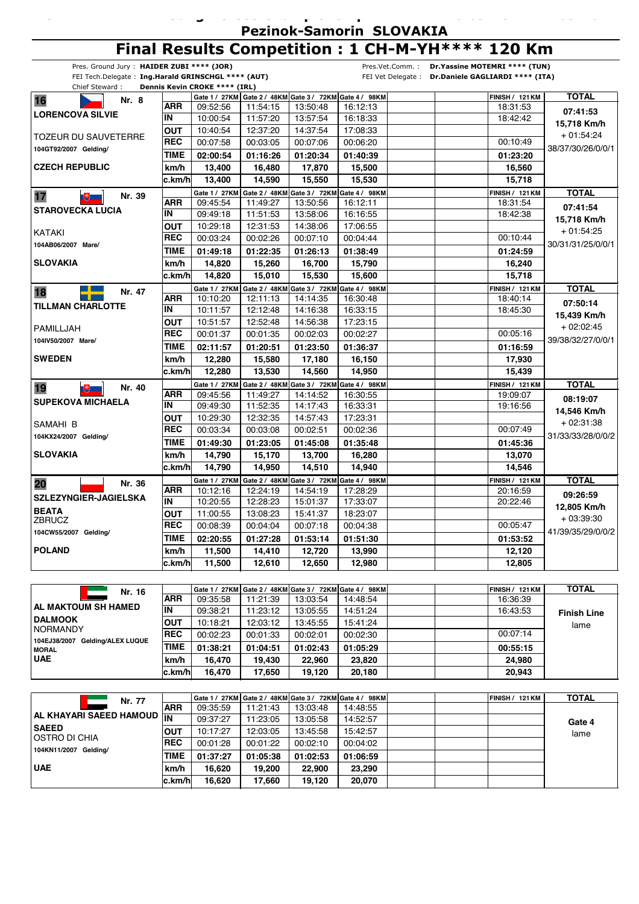## Pezinok-Samorin SLOVAKIA

# Final Results Competition : 1 CH-M-YH**** 120 Km

Pres. Ground Jury : **HAIDER ZUBI **** (JOR)**
FEI Tech.Delegate : **Ing.Harald GRINSCHGL **** (AUT)**
Chief Steward : **Dennis Kevin CROKE **** (IRL)**
Pres.Vet.Comm. : **Dr.Yassine MOTEMRI **** (TUN)**
FEI Vet Delegate : **Dr.Daniele GAGLIARDI **** (ITA)**

| Rider / Horse | | Gate 1 / 27KM | Gate 2 / 48KM | Gate 3 / 72KM | Gate 4 / 98KM | | | FINISH / 121 KM | TOTAL |
|---|---|---|---|---|---|---|---|---|---|
| **16** Nr. 8 | ARR | 09:52:56 | 11:54:15 | 13:50:48 | 16:12:13 | | | 18:31:53 | **07:41:53** |
| **LORENCOVA SILVIE** | IN | 10:00:54 | 11:57:20 | 13:57:54 | 16:18:33 | | | 18:42:42 | **15,718 Km/h** |
| TOZEUR DU SAUVETERRE | OUT | 10:40:54 | 12:37:20 | 14:37:54 | 17:08:33 | | | | + 01:54:24 |
| 104GT92/2007 Gelding/ | REC | 00:07:58 | 00:03:05 | 00:07:06 | 00:06:20 | | | 00:10:49 | 38/37/30/26/0/0/1 |
| | TIME | **02:00:54** | **01:16:26** | **01:20:34** | **01:40:39** | | | **01:23:20** | |
| **CZECH REPUBLIC** | km/h | **13,400** | **16,480** | **17,870** | **15,500** | | | **16,560** | |
| | c.km/h | **13,400** | **14,590** | **15,550** | **15,530** | | | **15,718** | |
| **17** Nr. 39 | ARR | 09:45:54 | 11:49:27 | 13:50:56 | 16:12:11 | | | 18:31:54 | **07:41:54** |
| **STAROVECKA LUCIA** | IN | 09:49:18 | 11:51:53 | 13:58:06 | 16:16:55 | | | 18:42:38 | **15,718 Km/h** |
| KATAKI | OUT | 10:29:18 | 12:31:53 | 14:38:06 | 17:06:55 | | | | + 01:54:25 |
| 104AB06/2007 Mare/ | REC | 00:03:24 | 00:02:26 | 00:07:10 | 00:04:44 | | | 00:10:44 | 30/31/31/25/0/0/1 |
| | TIME | **01:49:18** | **01:22:35** | **01:26:13** | **01:38:49** | | | **01:24:59** | |
| **SLOVAKIA** | km/h | **14,820** | **15,260** | **16,700** | **15,790** | | | **16,240** | |
| | c.km/h | **14,820** | **15,010** | **15,530** | **15,600** | | | **15,718** | |
| **18** Nr. 47 | ARR | 10:10:20 | 12:11:13 | 14:14:35 | 16:30:48 | | | 18:40:14 | **07:50:14** |
| **TILLMAN CHARLOTTE** | IN | 10:11:57 | 12:12:48 | 14:16:38 | 16:33:15 | | | 18:45:30 | **15,439 Km/h** |
| PAMILLJAH | OUT | 10:51:57 | 12:52:48 | 14:56:38 | 17:23:15 | | | | + 02:02:45 |
| 104IV50/2007 Mare/ | REC | 00:01:37 | 00:01:35 | 00:02:03 | 00:02:27 | | | 00:05:16 | 39/38/32/27/0/0/1 |
| | TIME | **02:11:57** | **01:20:51** | **01:23:50** | **01:36:37** | | | **01:16:59** | |
| **SWEDEN** | km/h | **12,280** | **15,580** | **17,180** | **16,150** | | | **17,930** | |
| | c.km/h | **12,280** | **13,530** | **14,560** | **14,950** | | | **15,439** | |
| **19** Nr. 40 | ARR | 09:45:56 | 11:49:27 | 14:14:52 | 16:30:55 | | | 19:09:07 | **08:19:07** |
| **SUPEKOVA MICHAELA** | IN | 09:49:30 | 11:52:35 | 14:17:43 | 16:33:31 | | | 19:16:56 | **14,546 Km/h** |
| SAMAHI B | OUT | 10:29:30 | 12:32:35 | 14:57:43 | 17:23:31 | | | | + 02:31:38 |
| 104KX24/2007 Gelding/ | REC | 00:03:34 | 00:03:08 | 00:02:51 | 00:02:36 | | | 00:07:49 | 31/33/33/28/0/0/2 |
| | TIME | **01:49:30** | **01:23:05** | **01:45:08** | **01:35:48** | | | **01:45:36** | |
| **SLOVAKIA** | km/h | **14,790** | **15,170** | **13,700** | **16,280** | | | **13,070** | |
| | c.km/h | **14,790** | **14,950** | **14,510** | **14,940** | | | **14,546** | |
| **20** Nr. 36 | ARR | 10:12:16 | 12:24:19 | 14:54:19 | 17:28:29 | | | 20:16:59 | **09:26:59** |
| **SZLEZYNGIER-JAGIELSKA BEATA** | IN | 10:20:55 | 12:28:23 | 15:01:37 | 17:33:07 | | | 20:22:46 | **12,805 Km/h** |
| ZBRUCZ | OUT | 11:00:55 | 13:08:23 | 15:41:37 | 18:23:07 | | | | + 03:39:30 |
| 104CW55/2007 Gelding/ | REC | 00:08:39 | 00:04:04 | 00:07:18 | 00:04:38 | | | 00:05:47 | 41/39/35/29/0/0/2 |
| | TIME | **02:20:55** | **01:27:28** | **01:53:14** | **01:51:30** | | | **01:53:52** | |
| **POLAND** | km/h | **11,500** | **14,410** | **12,720** | **13,990** | | | **12,120** | |
| | c.km/h | **11,500** | **12,610** | **12,650** | **12,980** | | | **12,805** | |

| Rider / Horse | | Gate 1 / 27KM | Gate 2 / 48KM | Gate 3 / 72KM | Gate 4 / 98KM | | | FINISH / 121 KM | TOTAL |
|---|---|---|---|---|---|---|---|---|---|
| Nr. 16 | ARR | 09:35:58 | 11:21:39 | 13:03:54 | 14:48:54 | | | 16:36:39 | **Finish Line** |
| **AL MAKTOUM SH HAMED** | IN | 09:38:21 | 11:23:12 | 13:05:55 | 14:51:24 | | | 16:43:53 | lame |
| **DALMOOK** NORMANDY | OUT | 10:18:21 | 12:03:12 | 13:45:55 | 15:41:24 | | | | |
| 104EJ38/2007 Gelding/ALEX LUQUE MORAL | REC | 00:02:23 | 00:01:33 | 00:02:01 | 00:02:30 | | | 00:07:14 | |
| | TIME | **01:38:21** | **01:04:51** | **01:02:43** | **01:05:29** | | | **00:55:15** | |
| **UAE** | km/h | **16,470** | **19,430** | **22,960** | **23,820** | | | **24,980** | |
| | c.km/h | **16,470** | **17,650** | **19,120** | **20,180** | | | **20,943** | |

| Rider / Horse | | Gate 1 / 27KM | Gate 2 / 48KM | Gate 3 / 72KM | Gate 4 / 98KM | | | FINISH / 121 KM | TOTAL |
|---|---|---|---|---|---|---|---|---|---|
| Nr. 77 | ARR | 09:35:59 | 11:21:43 | 13:03:48 | 14:48:55 | | | | **Gate 4** |
| **AL KHAYARI SAEED HAMOUD** | IN | 09:37:27 | 11:23:05 | 13:05:58 | 14:52:57 | | | | lame |
| **SAEED** OSTRO DI CHIA | OUT | 10:17:27 | 12:03:05 | 13:45:58 | 15:42:57 | | | | |
| 104KN11/2007 Gelding/ | REC | 00:01:28 | 00:01:22 | 00:02:10 | 00:04:02 | | | | |
| | TIME | **01:37:27** | **01:05:38** | **01:02:53** | **01:06:59** | | | | |
| **UAE** | km/h | **16,620** | **19,200** | **22,900** | **23,290** | | | | |
| | c.km/h | **16,620** | **17,660** | **19,120** | **20,070** | | | | |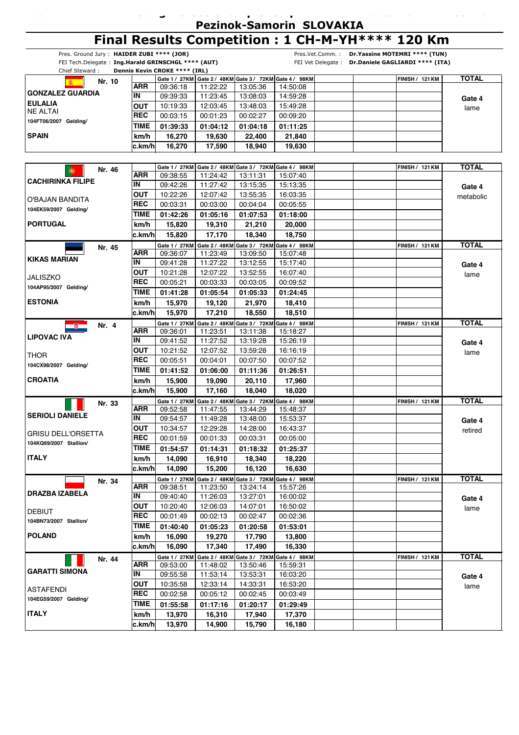## Pezinok-Samorin SLOVAKIA

# Final Results Competition : 1 CH-M-YH**** 120 Km

Pres. Ground Jury : **HAIDER ZUBI **** (JOR)**
FEI Tech.Delegate : **Ing.Harald GRINSCHGL **** (AUT)**
Chief Steward : **Dennis Kevin CROKE **** (IRL)**

Pres.Vet.Comm. : **Dr.Yassine MOTEMRI **** (TUN)**
FEI Vet Delegate : **Dr.Daniele GAGLIARDI **** (ITA)**

| Nr. 10 | | Gate 1 / 27KM | Gate 2 / 48KM | Gate 3 / 72KM | Gate 4 / 98KM | | | FINISH / 121 KM | TOTAL |
|---|---|---|---|---|---|---|---|---|---|
| **GONZALEZ GUARDIA EULALIA** | **ARR** | 09:36:18 | 11:22:22 | 13:05:36 | 14:50:08 | | | | |
| NE ALTAI | **IN** | 09:39:33 | 11:23:45 | 13:08:03 | 14:59:28 | | | | **Gate 4** |
| 104FT06/2007 Gelding/ | **OUT** | 10:19:33 | 12:03:45 | 13:48:03 | 15:49:28 | | | | lame |
| | **REC** | 00:03:15 | 00:01:23 | 00:02:27 | 00:09:20 | | | | |
| **SPAIN** | **TIME** | **01:39:33** | **01:04:12** | **01:04:18** | **01:11:25** | | | | |
| | **km/h** | **16,270** | **19,630** | **22,400** | **21,840** | | | | |
| | **c.km/h** | **16,270** | **17,590** | **18,940** | **19,630** | | | | |

| Nr. 46 | | Gate 1 / 27KM | Gate 2 / 48KM | Gate 3 / 72KM | Gate 4 / 98KM | | | FINISH / 121 KM | TOTAL |
|---|---|---|---|---|---|---|---|---|---|
| **CACHIRINKA FILIPE** | **ARR** | 09:38:55 | 11:24:42 | 13:11:31 | 15:07:40 | | | | |
| | **IN** | 09:42:26 | 11:27:42 | 13:15:35 | 15:13:35 | | | | **Gate 4** |
| O'BAJAN BANDITA | **OUT** | 10:22:26 | 12:07:42 | 13:55:35 | 16:03:35 | | | | metabolic |
| 104EK59/2007 Gelding/ | **REC** | 00:03:31 | 00:03:00 | 00:04:04 | 00:05:55 | | | | |
| | **TIME** | **01:42:26** | **01:05:16** | **01:07:53** | **01:18:00** | | | | |
| **PORTUGAL** | **km/h** | **15,820** | **19,310** | **21,210** | **20,000** | | | | |
| | **c.km/h** | **15,820** | **17,170** | **18,340** | **18,750** | | | | |

| Nr. 45 | | Gate 1 / 27KM | Gate 2 / 48KM | Gate 3 / 72KM | Gate 4 / 98KM | | | FINISH / 121 KM | TOTAL |
|---|---|---|---|---|---|---|---|---|---|
| **KIKAS MARIAN** | **ARR** | 09:36:07 | 11:23:49 | 13:09:50 | 15:07:48 | | | | |
| | **IN** | 09:41:28 | 11:27:22 | 13:12:55 | 15:17:40 | | | | **Gate 4** |
| JALISZKO | **OUT** | 10:21:28 | 12:07:22 | 13:52:55 | 16:07:40 | | | | lame |
| 104AP95/2007 Gelding/ | **REC** | 00:05:21 | 00:03:33 | 00:03:05 | 00:09:52 | | | | |
| | **TIME** | **01:41:28** | **01:05:54** | **01:05:33** | **01:24:45** | | | | |
| **ESTONIA** | **km/h** | **15,970** | **19,120** | **21,970** | **18,410** | | | | |
| | **c.km/h** | **15,970** | **17,210** | **18,550** | **18,510** | | | | |

| Nr. 4 | | Gate 1 / 27KM | Gate 2 / 48KM | Gate 3 / 72KM | Gate 4 / 98KM | | | FINISH / 121 KM | TOTAL |
|---|---|---|---|---|---|---|---|---|---|
| **LIPOVAC IVA** | **ARR** | 09:36:01 | 11:23:51 | 13:11:38 | 15:18:27 | | | | |
| | **IN** | 09:41:52 | 11:27:52 | 13:19:28 | 15:26:19 | | | | **Gate 4** |
| THOR | **OUT** | 10:21:52 | 12:07:52 | 13:59:28 | 16:16:19 | | | | lame |
| 104CX98/2007 Gelding/ | **REC** | 00:05:51 | 00:04:01 | 00:07:50 | 00:07:52 | | | | |
| | **TIME** | **01:41:52** | **01:06:00** | **01:11:36** | **01:26:51** | | | | |
| **CROATIA** | **km/h** | **15,900** | **19,090** | **20,110** | **17,960** | | | | |
| | **c.km/h** | **15,900** | **17,160** | **18,040** | **18,020** | | | | |

| Nr. 33 | | Gate 1 / 27KM | Gate 2 / 48KM | Gate 3 / 72KM | Gate 4 / 98KM | | | FINISH / 121 KM | TOTAL |
|---|---|---|---|---|---|---|---|---|---|
| **SERIOLI DANIELE** | **ARR** | 09:52:58 | 11:47:55 | 13:44:29 | 15:48:37 | | | | |
| | **IN** | 09:54:57 | 11:49:28 | 13:48:00 | 15:53:37 | | | | **Gate 4** |
| GRISU DELL'ORSETTA | **OUT** | 10:34:57 | 12:29:28 | 14:28:00 | 16:43:37 | | | | retired |
| 104KQ69/2007 Stallion/ | **REC** | 00:01:59 | 00:01:33 | 00:03:31 | 00:05:00 | | | | |
| | **TIME** | **01:54:57** | **01:14:31** | **01:18:32** | **01:25:37** | | | | |
| **ITALY** | **km/h** | **14,090** | **16,910** | **18,340** | **18,220** | | | | |
| | **c.km/h** | **14,090** | **15,200** | **16,120** | **16,630** | | | | |

| Nr. 34 | | Gate 1 / 27KM | Gate 2 / 48KM | Gate 3 / 72KM | Gate 4 / 98KM | | | FINISH / 121 KM | TOTAL |
|---|---|---|---|---|---|---|---|---|---|
| **DRAZBA IZABELA** | **ARR** | 09:38:51 | 11:23:50 | 13:24:14 | 15:57:26 | | | | |
| | **IN** | 09:40:40 | 11:26:03 | 13:27:01 | 16:00:02 | | | | **Gate 4** |
| DEBIUT | **OUT** | 10:20:40 | 12:06:03 | 14:07:01 | 16:50:02 | | | | lame |
| 104BN73/2007 Stallion/ | **REC** | 00:01:49 | 00:02:13 | 00:02:47 | 00:02:36 | | | | |
| | **TIME** | **01:40:40** | **01:05:23** | **01:20:58** | **01:53:01** | | | | |
| **POLAND** | **km/h** | **16,090** | **19,270** | **17,790** | **13,800** | | | | |
| | **c.km/h** | **16,090** | **17,340** | **17,490** | **16,330** | | | | |

| Nr. 44 | | Gate 1 / 27KM | Gate 2 / 48KM | Gate 3 / 72KM | Gate 4 / 98KM | | | FINISH / 121 KM | TOTAL |
|---|---|---|---|---|---|---|---|---|---|
| **GARATTI SIMONA** | **ARR** | 09:53:00 | 11:48:02 | 13:50:46 | 15:59:31 | | | | |
| | **IN** | 09:55:58 | 11:53:14 | 13:53:31 | 16:03:20 | | | | **Gate 4** |
| ASTAFENDI | **OUT** | 10:35:58 | 12:33:14 | 14:33:31 | 16:53:20 | | | | lame |
| 104EG59/2007 Gelding/ | **REC** | 00:02:58 | 00:05:12 | 00:02:45 | 00:03:49 | | | | |
| | **TIME** | **01:55:58** | **01:17:16** | **01:20:17** | **01:29:49** | | | | |
| **ITALY** | **km/h** | **13,970** | **16,310** | **17,940** | **17,370** | | | | |
| | **c.km/h** | **13,970** | **14,900** | **15,790** | **16,180** | | | | |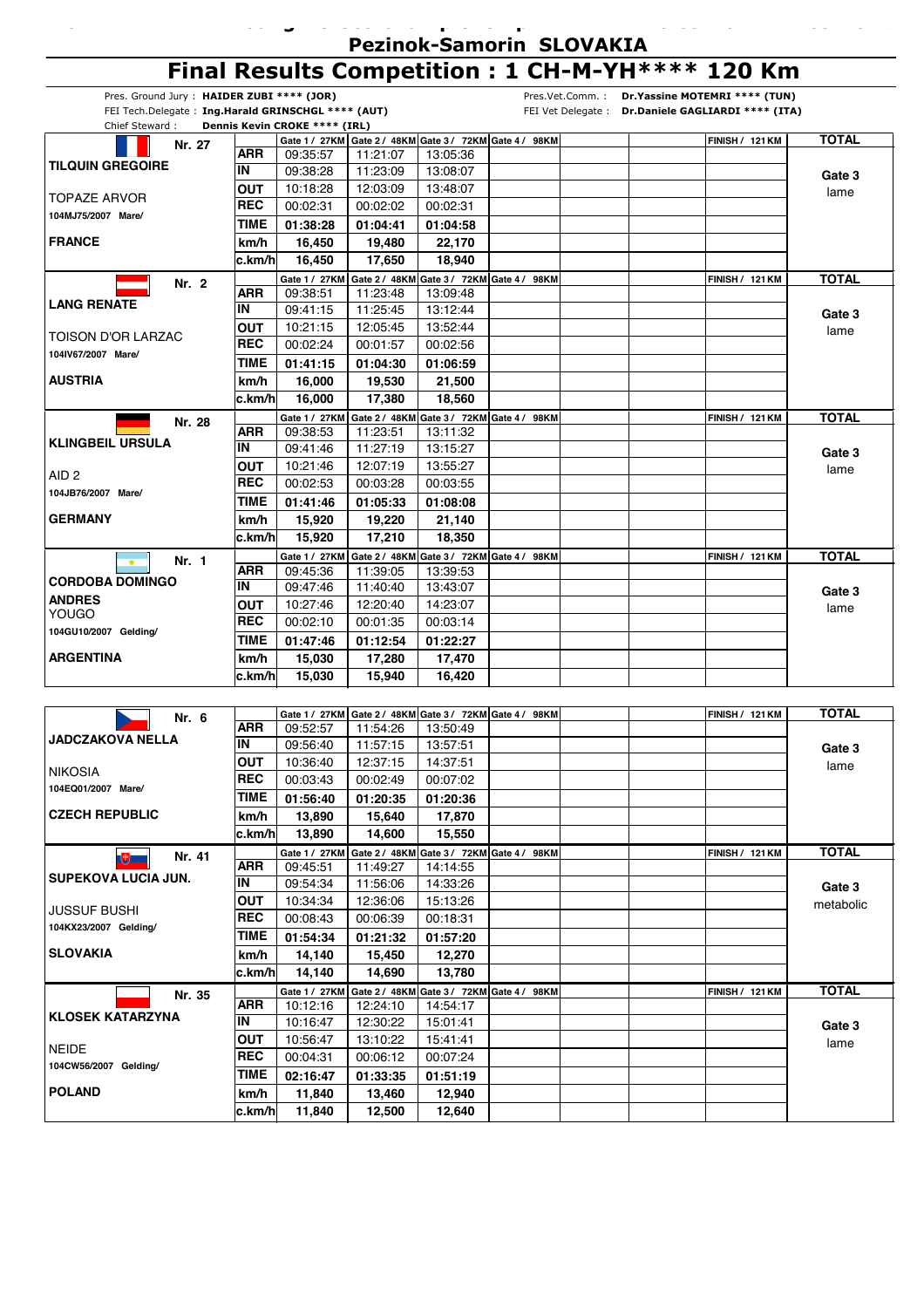# Pezinok-Samorin SLOVAKIA

# Final Results Competition : 1 CH-M-YH**** 120 Km

Pres. Ground Jury : **HAIDER ZUBI **** (JOR)**
FEI Tech.Delegate : **Ing.Harald GRINSCHGL **** (AUT)**
Chief Steward : **Dennis Kevin CROKE **** (IRL)**

Pres.Vet.Comm. : **Dr.Yassine MOTEMRI **** (TUN)**
FEI Vet Delegate : **Dr.Daniele GAGLIARDI **** (ITA)**

| Nr. 27 | | Gate 1 / 27KM | Gate 2 / 48KM | Gate 3 / 72KM | Gate 4 / 98KM | | | FINISH / 121 KM | TOTAL |
|---|---|---|---|---|---|---|---|---|---|
| **TILQUIN GREGOIRE** | **ARR** | 09:35:57 | 11:21:07 | 13:05:36 | | | | | |
| | **IN** | 09:38:28 | 11:23:09 | 13:08:07 | | | | | **Gate 3** |
| TOPAZE ARVOR | **OUT** | 10:18:28 | 12:03:09 | 13:48:07 | | | | | lame |
| 104MJ75/2007 Mare/ | **REC** | 00:02:31 | 00:02:02 | 00:02:31 | | | | | |
| | **TIME** | **01:38:28** | **01:04:41** | **01:04:58** | | | | | |
| **FRANCE** | **km/h** | **16,450** | **19,480** | **22,170** | | | | | |
| | **c.km/h** | **16,450** | **17,650** | **18,940** | | | | | |

| Nr. 2 | | Gate 1 / 27KM | Gate 2 / 48KM | Gate 3 / 72KM | Gate 4 / 98KM | | | FINISH / 121 KM | TOTAL |
|---|---|---|---|---|---|---|---|---|---|
| **LANG RENATE** | **ARR** | 09:38:51 | 11:23:48 | 13:09:48 | | | | | |
| | **IN** | 09:41:15 | 11:25:45 | 13:12:44 | | | | | **Gate 3** |
| TOISON D'OR LARZAC | **OUT** | 10:21:15 | 12:05:45 | 13:52:44 | | | | | lame |
| 104IV67/2007 Mare/ | **REC** | 00:02:24 | 00:01:57 | 00:02:56 | | | | | |
| | **TIME** | **01:41:15** | **01:04:30** | **01:06:59** | | | | | |
| **AUSTRIA** | **km/h** | **16,000** | **19,530** | **21,500** | | | | | |
| | **c.km/h** | **16,000** | **17,380** | **18,560** | | | | | |

| Nr. 28 | | Gate 1 / 27KM | Gate 2 / 48KM | Gate 3 / 72KM | Gate 4 / 98KM | | | FINISH / 121 KM | TOTAL |
|---|---|---|---|---|---|---|---|---|---|
| **KLINGBEIL URSULA** | **ARR** | 09:38:53 | 11:23:51 | 13:11:32 | | | | | |
| | **IN** | 09:41:46 | 11:27:19 | 13:15:27 | | | | | **Gate 3** |
| AID 2 | **OUT** | 10:21:46 | 12:07:19 | 13:55:27 | | | | | lame |
| 104JB76/2007 Mare/ | **REC** | 00:02:53 | 00:03:28 | 00:03:55 | | | | | |
| | **TIME** | **01:41:46** | **01:05:33** | **01:08:08** | | | | | |
| **GERMANY** | **km/h** | **15,920** | **19,220** | **21,140** | | | | | |
| | **c.km/h** | **15,920** | **17,210** | **18,350** | | | | | |

| Nr. 1 | | Gate 1 / 27KM | Gate 2 / 48KM | Gate 3 / 72KM | Gate 4 / 98KM | | | FINISH / 121 KM | TOTAL |
|---|---|---|---|---|---|---|---|---|---|
| **CORDOBA DOMINGO ANDRES** | **ARR** | 09:45:36 | 11:39:05 | 13:39:53 | | | | | |
| | **IN** | 09:47:46 | 11:40:40 | 13:43:07 | | | | | **Gate 3** |
| YOUGO | **OUT** | 10:27:46 | 12:20:40 | 14:23:07 | | | | | lame |
| 104GU10/2007 Gelding/ | **REC** | 00:02:10 | 00:01:35 | 00:03:14 | | | | | |
| | **TIME** | **01:47:46** | **01:12:54** | **01:22:27** | | | | | |
| **ARGENTINA** | **km/h** | **15,030** | **17,280** | **17,470** | | | | | |
| | **c.km/h** | **15,030** | **15,940** | **16,420** | | | | | |

| Nr. 6 | | Gate 1 / 27KM | Gate 2 / 48KM | Gate 3 / 72KM | Gate 4 / 98KM | | | FINISH / 121 KM | TOTAL |
|---|---|---|---|---|---|---|---|---|---|
| **JADCZAKOVA NELLA** | **ARR** | 09:52:57 | 11:54:26 | 13:50:49 | | | | | |
| | **IN** | 09:56:40 | 11:57:15 | 13:57:51 | | | | | **Gate 3** |
| NIKOSIA | **OUT** | 10:36:40 | 12:37:15 | 14:37:51 | | | | | lame |
| 104EQ01/2007 Mare/ | **REC** | 00:03:43 | 00:02:49 | 00:07:02 | | | | | |
| | **TIME** | **01:56:40** | **01:20:35** | **01:20:36** | | | | | |
| **CZECH REPUBLIC** | **km/h** | **13,890** | **15,640** | **17,870** | | | | | |
| | **c.km/h** | **13,890** | **14,600** | **15,550** | | | | | |

| Nr. 41 | | Gate 1 / 27KM | Gate 2 / 48KM | Gate 3 / 72KM | Gate 4 / 98KM | | | FINISH / 121 KM | TOTAL |
|---|---|---|---|---|---|---|---|---|---|
| **SUPEKOVA LUCIA JUN.** | **ARR** | 09:45:51 | 11:49:27 | 14:14:55 | | | | | |
| | **IN** | 09:54:34 | 11:56:06 | 14:33:26 | | | | | **Gate 3** |
| JUSSUF BUSHI | **OUT** | 10:34:34 | 12:36:06 | 15:13:26 | | | | | metabolic |
| 104KX23/2007 Gelding/ | **REC** | 00:08:43 | 00:06:39 | 00:18:31 | | | | | |
| | **TIME** | **01:54:34** | **01:21:32** | **01:57:20** | | | | | |
| **SLOVAKIA** | **km/h** | **14,140** | **15,450** | **12,270** | | | | | |
| | **c.km/h** | **14,140** | **14,690** | **13,780** | | | | | |

| Nr. 35 | | Gate 1 / 27KM | Gate 2 / 48KM | Gate 3 / 72KM | Gate 4 / 98KM | | | FINISH / 121 KM | TOTAL |
|---|---|---|---|---|---|---|---|---|---|
| **KLOSEK KATARZYNA** | **ARR** | 10:12:16 | 12:24:10 | 14:54:17 | | | | | |
| | **IN** | 10:16:47 | 12:30:22 | 15:01:41 | | | | | **Gate 3** |
| NEIDE | **OUT** | 10:56:47 | 13:10:22 | 15:41:41 | | | | | lame |
| 104CW56/2007 Gelding/ | **REC** | 00:04:31 | 00:06:12 | 00:07:24 | | | | | |
| | **TIME** | **02:16:47** | **01:33:35** | **01:51:19** | | | | | |
| **POLAND** | **km/h** | **11,840** | **13,460** | **12,940** | | | | | |
| | **c.km/h** | **11,840** | **12,500** | **12,640** | | | | | |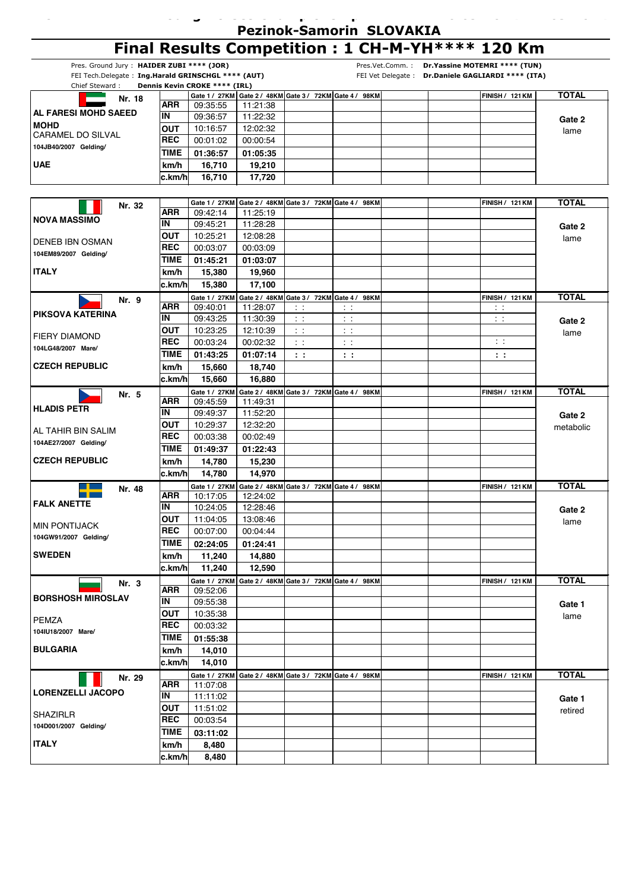# Pezinok-Samorin SLOVAKIA

## Final Results Competition : 1 CH-M-YH**** 120 Km

Pres. Ground Jury : **HAIDER ZUBI **** (JOR)**
FEI Tech.Delegate : **Ing.Harald GRINSCHGL **** (AUT)**
Chief Steward : **Dennis Kevin CROKE **** (IRL)**
Pres.Vet.Comm. : **Dr.Yassine MOTEMRI **** (TUN)**
FEI Vet Delegate : **Dr.Daniele GAGLIARDI **** (ITA)**

| Nr. 18 | | Gate 1 / 27KM | Gate 2 / 48KM | Gate 3 / 72KM | Gate 4 / 98KM | | | FINISH / 121 KM | TOTAL |
|---|---|---|---|---|---|---|---|---|---|
| **AL FARESI MOHD SAEED MOHD** | ARR | 09:35:55 | 11:21:38 | | | | | | Gate 2 lame |
| CARAMEL DO SILVAL | IN | 09:36:57 | 11:22:32 | | | | | | |
| 104JB40/2007 Gelding/ | OUT | 10:16:57 | 12:02:32 | | | | | | |
| **UAE** | REC | 00:01:02 | 00:00:54 | | | | | | |
| | TIME | 01:36:57 | 01:05:35 | | | | | | |
| | km/h | 16,710 | 19,210 | | | | | | |
| | c.km/h | 16,710 | 17,720 | | | | | | |

| Nr. 32 | | Gate 1 / 27KM | Gate 2 / 48KM | Gate 3 / 72KM | Gate 4 / 98KM | | | FINISH / 121 KM | TOTAL |
|---|---|---|---|---|---|---|---|---|---|
| **NOVA MASSIMO** | ARR | 09:42:14 | 11:25:19 | | | | | | Gate 2 lame |
| DENEB IBN OSMAN | IN | 09:45:21 | 11:28:28 | | | | | | |
| 104EM89/2007 Gelding/ | OUT | 10:25:21 | 12:08:28 | | | | | | |
| **ITALY** | REC | 00:03:07 | 00:03:09 | | | | | | |
| | TIME | 01:45:21 | 01:03:07 | | | | | | |
| | km/h | 15,380 | 19,960 | | | | | | |
| | c.km/h | 15,380 | 17,100 | | | | | | |

| Nr. 9 | | Gate 1 / 27KM | Gate 2 / 48KM | Gate 3 / 72KM | Gate 4 / 98KM | | | FINISH / 121 KM | TOTAL |
|---|---|---|---|---|---|---|---|---|---|
| **PIKSOVA KATERINA** | ARR | 09:40:01 | 11:28:07 | : : | : : | | | : : | Gate 2 lame |
| FIERY DIAMOND | IN | 09:43:25 | 11:30:39 | : : | : : | | | : : | |
| 104LG48/2007 Mare/ | OUT | 10:23:25 | 12:10:39 | : : | : : | | | | |
| **CZECH REPUBLIC** | REC | 00:03:24 | 00:02:32 | : : | : : | | | : : | |
| | TIME | 01:43:25 | 01:07:14 | : : | : : | | | : : | |
| | km/h | 15,660 | 18,740 | | | | | | |
| | c.km/h | 15,660 | 16,880 | | | | | | |

| Nr. 5 | | Gate 1 / 27KM | Gate 2 / 48KM | Gate 3 / 72KM | Gate 4 / 98KM | | | FINISH / 121 KM | TOTAL |
|---|---|---|---|---|---|---|---|---|---|
| **HLADIS PETR** | ARR | 09:45:59 | 11:49:31 | | | | | | Gate 2 metabolic |
| AL TAHIR BIN SALIM | IN | 09:49:37 | 11:52:20 | | | | | | |
| 104AE27/2007 Gelding/ | OUT | 10:29:37 | 12:32:20 | | | | | | |
| **CZECH REPUBLIC** | REC | 00:03:38 | 00:02:49 | | | | | | |
| | TIME | 01:49:37 | 01:22:43 | | | | | | |
| | km/h | 14,780 | 15,230 | | | | | | |
| | c.km/h | 14,780 | 14,970 | | | | | | |

| Nr. 48 | | Gate 1 / 27KM | Gate 2 / 48KM | Gate 3 / 72KM | Gate 4 / 98KM | | | FINISH / 121 KM | TOTAL |
|---|---|---|---|---|---|---|---|---|---|
| **FALK ANETTE** | ARR | 10:17:05 | 12:24:02 | | | | | | Gate 2 lame |
| MIN PONTIJACK | IN | 10:24:05 | 12:28:46 | | | | | | |
| 104GW91/2007 Gelding/ | OUT | 11:04:05 | 13:08:46 | | | | | | |
| **SWEDEN** | REC | 00:07:00 | 00:04:44 | | | | | | |
| | TIME | 02:24:05 | 01:24:41 | | | | | | |
| | km/h | 11,240 | 14,880 | | | | | | |
| | c.km/h | 11,240 | 12,590 | | | | | | |

| Nr. 3 | | Gate 1 / 27KM | Gate 2 / 48KM | Gate 3 / 72KM | Gate 4 / 98KM | | | FINISH / 121 KM | TOTAL |
|---|---|---|---|---|---|---|---|---|---|
| **BORSHOSH MIROSLAV** | ARR | 09:52:06 | | | | | | | Gate 1 lame |
| PEMZA | IN | 09:55:38 | | | | | | | |
| 104IU18/2007 Mare/ | OUT | 10:35:38 | | | | | | | |
| **BULGARIA** | REC | 00:03:32 | | | | | | | |
| | TIME | 01:55:38 | | | | | | | |
| | km/h | 14,010 | | | | | | | |
| | c.km/h | 14,010 | | | | | | | |

| Nr. 29 | | Gate 1 / 27KM | Gate 2 / 48KM | Gate 3 / 72KM | Gate 4 / 98KM | | | FINISH / 121 KM | TOTAL |
|---|---|---|---|---|---|---|---|---|---|
| **LORENZELLI JACOPO** | ARR | 11:07:08 | | | | | | | Gate 1 retired |
| SHAZIRLR | IN | 11:11:02 | | | | | | | |
| 104D001/2007 Gelding/ | OUT | 11:51:02 | | | | | | | |
| **ITALY** | REC | 00:03:54 | | | | | | | |
| | TIME | 03:11:02 | | | | | | | |
| | km/h | 8,480 | | | | | | | |
| | c.km/h | 8,480 | | | | | | | |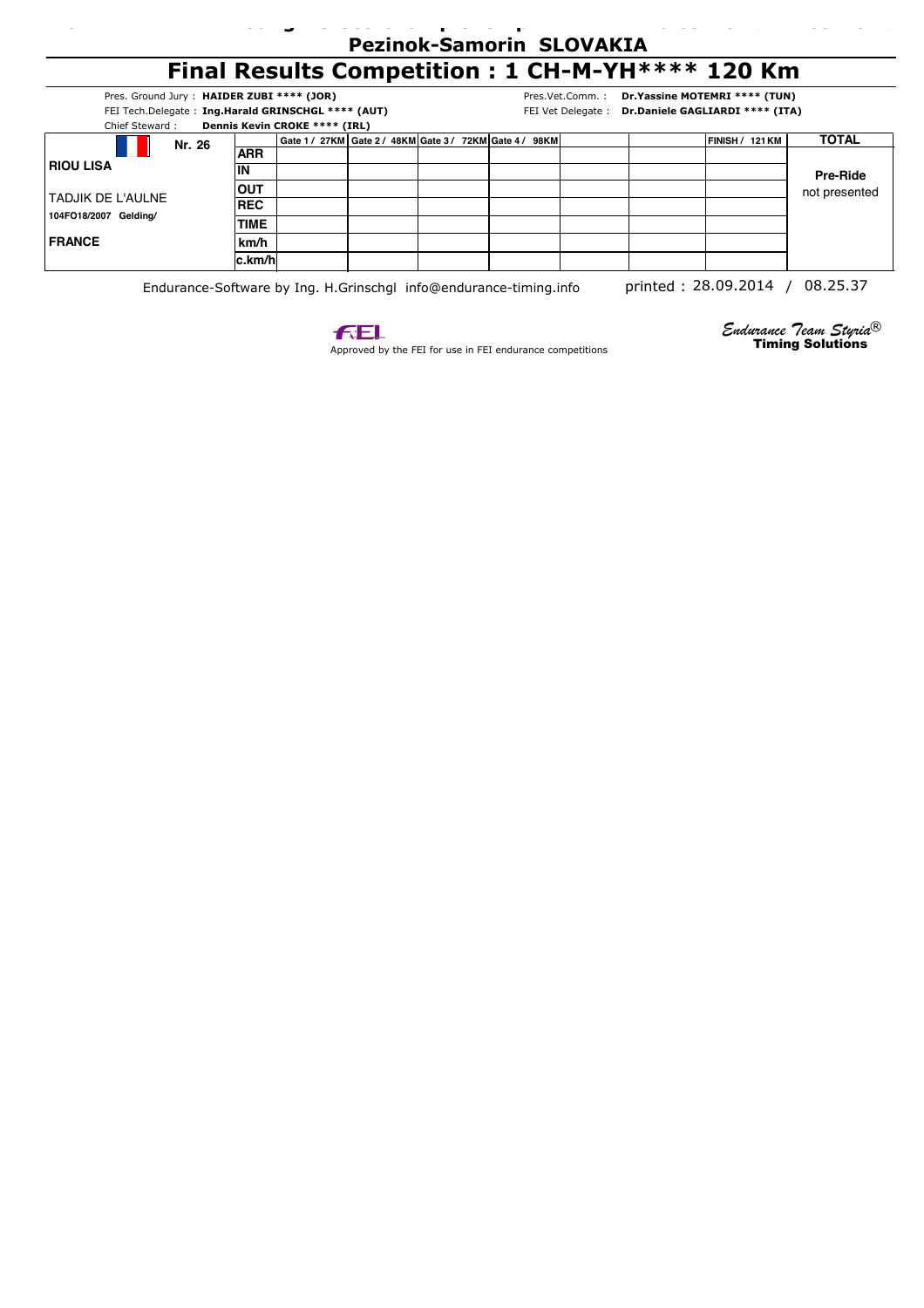# Pezinok-Samorin SLOVAKIA

## Final Results Competition : 1 CH-M-YH**** 120 Km

Pres. Ground Jury : **HAIDER ZUBI **** (JOR)**
FEI Tech.Delegate : **Ing.Harald GRINSCHGL **** (AUT)**
Chief Steward : **Dennis Kevin CROKE **** (IRL)**

Pres.Vet.Comm. : **Dr.Yassine MOTEMRI **** (TUN)**
FEI Vet Delegate : **Dr.Daniele GAGLIARDI **** (ITA)**

| Nr. 26 | | Gate 1 / 27KM | Gate 2 / 48KM | Gate 3 / 72KM | Gate 4 / 98KM | | | FINISH / 121 KM | TOTAL |
|---|---|---|---|---|---|---|---|---|---|
| **RIOU LISA** | **ARR** | | | | | | | | |
| | **IN** | | | | | | | | **Pre-Ride** |
| TADJIK DE L'AULNE | **OUT** | | | | | | | | not presented |
| **104FO18/2007 Gelding/** | **REC** | | | | | | | | |
| | **TIME** | | | | | | | | |
| **FRANCE** | **km/h** | | | | | | | | |
| | **c.km/h** | | | | | | | | |

Endurance-Software by Ing. H.Grinschgl info@endurance-timing.info printed : 28.09.2014 / 08.25.37

FEI
Approved by the FEI for use in FEI endurance competitions

*Endurance Team Styria®*
**Timing Solutions**